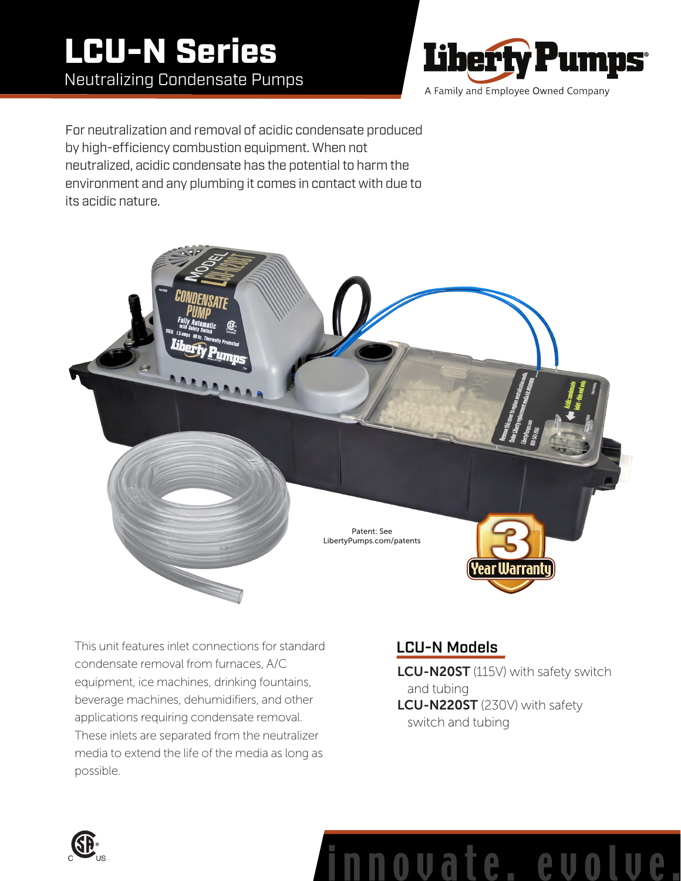# LCU-N Series

Neutralizing Condensate Pumps

Liberty Pumps®

A Family and Employee Owned Company

For neutralization and removal of acidic condensate produced by high-efficiency combustion equipment. When not neutralized, acidic condensate has the potential to harm the environment and any plumbing it comes in contact with due to its acidic nature.

Patent: See LibertyPumps.com/patents

3 Year Warranty

This unit features inlet connections for standard condensate removal from furnaces, A/C equipment, ice machines, drinking fountains, beverage machines, dehumidifiers, and other applications requiring condensate removal. These inlets are separated from the neutralizer media to extend the life of the media as long as possible.

## LCU-N Models

**LCU-N20ST** (115V) with safety switch and tubing

**LCU-N220ST** (230V) with safety switch and tubing

innovate. evolve.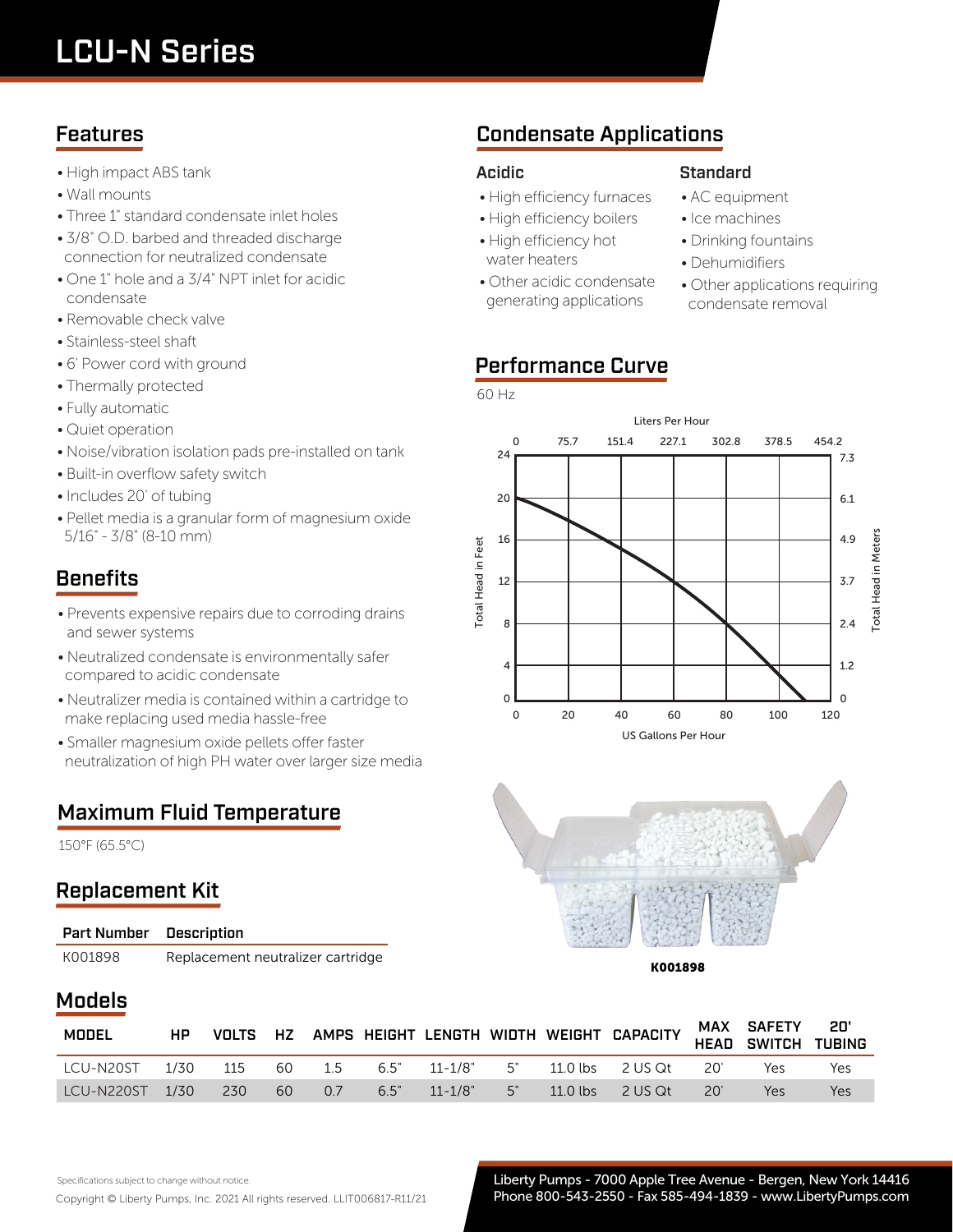# LCU-N Series

## Features

- High impact ABS tank
- Wall mounts
- Three 1" standard condensate inlet holes
- 3/8" O.D. barbed and threaded discharge connection for neutralized condensate
- One 1" hole and a 3/4" NPT inlet for acidic condensate
- Removable check valve
- Stainless-steel shaft
- 6' Power cord with ground
- Thermally protected
- Fully automatic
- Quiet operation
- Noise/vibration isolation pads pre-installed on tank
- Built-in overflow safety switch
- Includes 20' of tubing
- Pellet media is a granular form of magnesium oxide 5/16" - 3/8" (8-10 mm)

## Benefits

- Prevents expensive repairs due to corroding drains and sewer systems
- Neutralized condensate is environmentally safer compared to acidic condensate
- Neutralizer media is contained within a cartridge to make replacing used media hassle-free
- Smaller magnesium oxide pellets offer faster neutralization of high PH water over larger size media

## Maximum Fluid Temperature

150°F (65.5°C)

## Replacement Kit

| Part Number | Description |
|---|---|
| K001898 | Replacement neutralizer cartridge |

## Condensate Applications

### Acidic

- High efficiency furnaces
- High efficiency boilers
- High efficiency hot water heaters
- Other acidic condensate generating applications

### Standard

- AC equipment
- Ice machines
- Drinking fountains
- Dehumidifiers
- Other applications requiring condensate removal

## Performance Curve

60 Hz

Liters Per Hour

0 75.7 151.4 227.1 302.8 378.5 454.2

Total Head in Feet

0 4 8 12 16 20 24

Total Head in Meters

0 1.2 2.4 3.7 4.9 6.1 7.3

0 20 40 60 80 100 120

US Gallons Per Hour

K001898

## Models

| MODEL | HP | VOLTS | HZ | AMPS | HEIGHT | LENGTH | WIDTH | WEIGHT | CAPACITY | MAX HEAD | SAFETY SWITCH | 20' TUBING |
|---|---|---|---|---|---|---|---|---|---|---|---|---|
| LCU-N20ST | 1/30 | 115 | 60 | 1.5 | 6.5" | 11-1/8" | 5" | 11.0 lbs | 2 US Qt | 20' | Yes | Yes |
| LCU-N220ST | 1/30 | 230 | 60 | 0.7 | 6.5" | 11-1/8" | 5" | 11.0 lbs | 2 US Qt | 20' | Yes | Yes |

Specifications subject to change without notice.

Copyright © Liberty Pumps, Inc. 2021 All rights reserved. LLIT006817-R11/21

Liberty Pumps - 7000 Apple Tree Avenue - Bergen, New York 14416
Phone 800-543-2550 - Fax 585-494-1839 - www.LibertyPumps.com